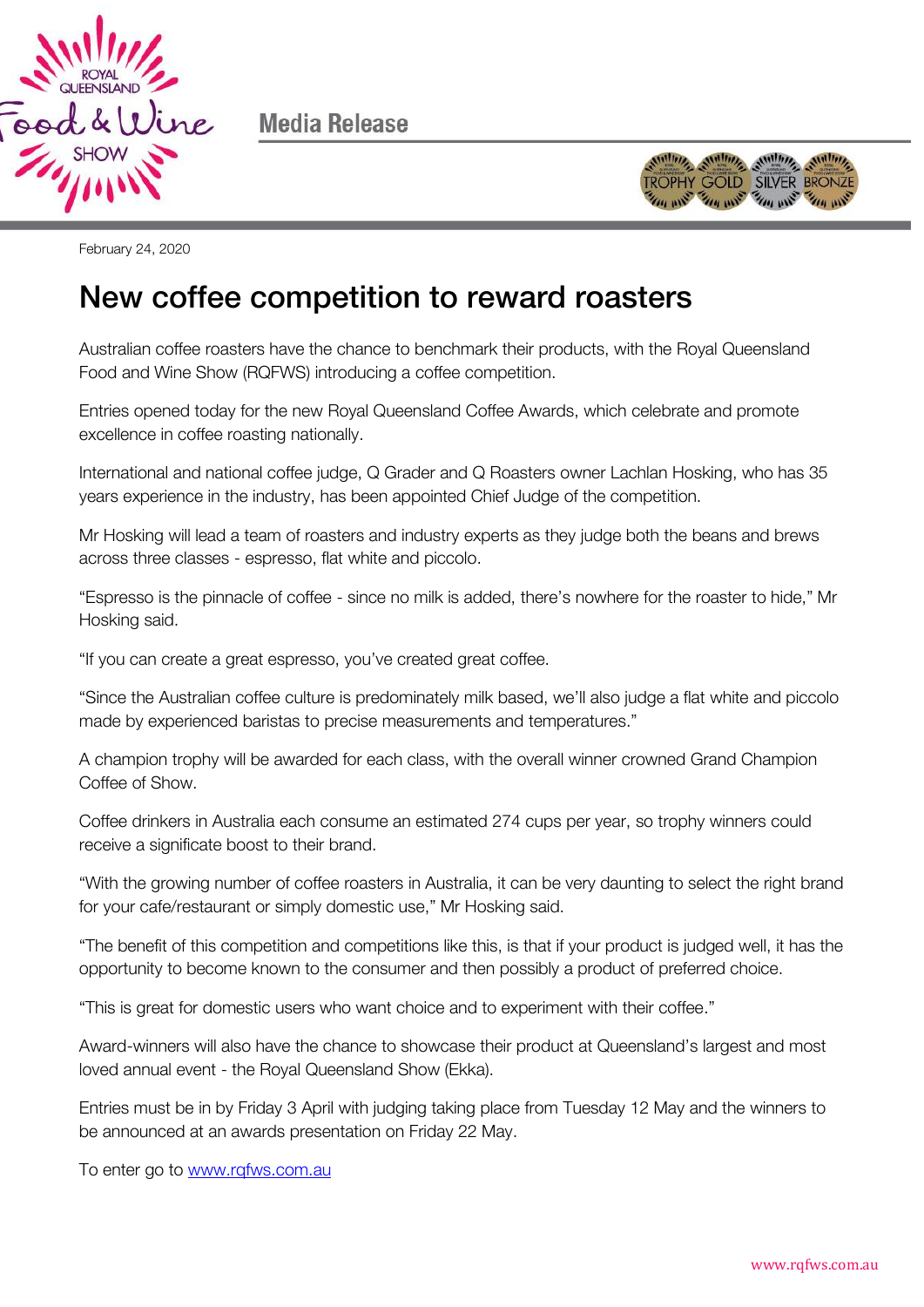Media Release

February 24, 2020

# New coffee competition to reward roasters

Australian coffee roasters have the chance to benchmark their products, with the Royal Queensland Food and Wine Show (RQFWS) introducing a coffee competition.

Entries opened today for the new Royal Queensland Coffee Awards, which celebrate and promote excellence in coffee roasting nationally.

International and national coffee judge, Q Grader and Q Roasters owner Lachlan Hosking, who has 35 years experience in the industry, has been appointed Chief Judge of the competition.

Mr Hosking will lead a team of roasters and industry experts as they judge both the beans and brews across three classes - espresso, flat white and piccolo.

“Espresso is the pinnacle of coffee - since no milk is added, there’s nowhere for the roaster to hide,” Mr Hosking said.

“If you can create a great espresso, you’ve created great coffee.

“Since the Australian coffee culture is predominately milk based, we’ll also judge a flat white and piccolo made by experienced baristas to precise measurements and temperatures.”

A champion trophy will be awarded for each class, with the overall winner crowned Grand Champion Coffee of Show.

Coffee drinkers in Australia each consume an estimated 274 cups per year, so trophy winners could receive a significate boost to their brand.

“With the growing number of coffee roasters in Australia, it can be very daunting to select the right brand for your cafe/restaurant or simply domestic use,” Mr Hosking said.

“The benefit of this competition and competitions like this, is that if your product is judged well, it has the opportunity to become known to the consumer and then possibly a product of preferred choice.

“This is great for domestic users who want choice and to experiment with their coffee.”

Award-winners will also have the chance to showcase their product at Queensland’s largest and most loved annual event - the Royal Queensland Show (Ekka).

Entries must be in by Friday 3 April with judging taking place from Tuesday 12 May and the winners to be announced at an awards presentation on Friday 22 May.

To enter go to [www.rqfws.com.au](http://www.rqfws.com.au)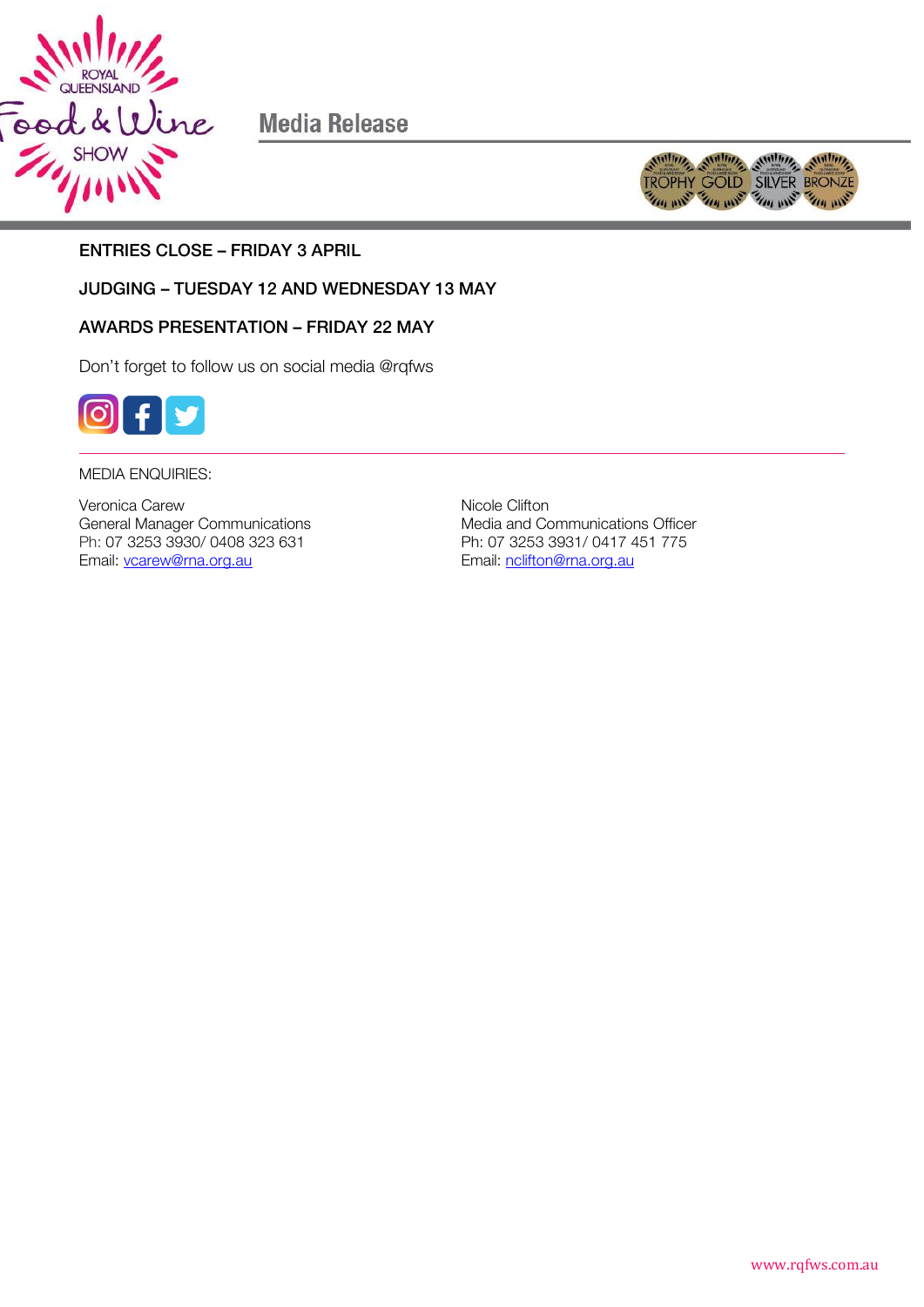**ENTRIES CLOSE – FRIDAY 3 APRIL**

**JUDGING – TUESDAY 12 AND WEDNESDAY 13 MAY**

**AWARDS PRESENTATION – FRIDAY 22 MAY**

Don't forget to follow us on social media @rqfws

---

MEDIA ENQUIRIES:

Veronica Carew
General Manager Communications
Ph: 07 3253 3930/ 0408 323 631
Email: vcarew@rna.org.au

Nicole Clifton
Media and Communications Officer
Ph: 07 3253 3931/ 0417 451 775
Email: nclifton@rna.org.au